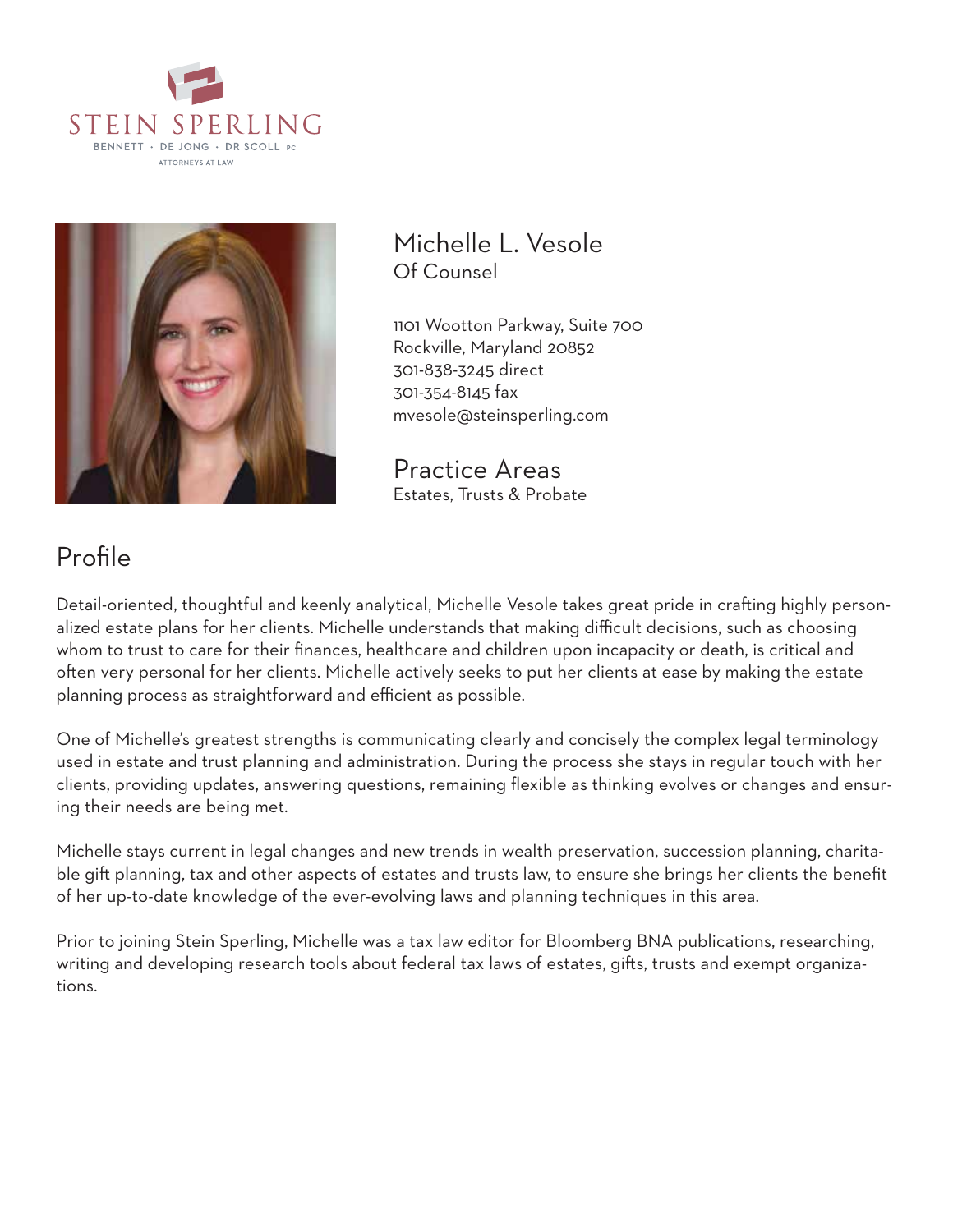STEIN SPERLING
BENNETT · DE JONG · DRISCOLL PC
ATTORNEYS AT LAW

# Michelle L. Vesole
Of Counsel

1101 Wootton Parkway, Suite 700
Rockville, Maryland 20852
301-838-3245 direct
301-354-8145 fax
mvesole@steinsperling.com

## Practice Areas
Estates, Trusts & Probate

## Profile

Detail-oriented, thoughtful and keenly analytical, Michelle Vesole takes great pride in crafting highly personalized estate plans for her clients. Michelle understands that making difficult decisions, such as choosing whom to trust to care for their finances, healthcare and children upon incapacity or death, is critical and often very personal for her clients. Michelle actively seeks to put her clients at ease by making the estate planning process as straightforward and efficient as possible.

One of Michelle's greatest strengths is communicating clearly and concisely the complex legal terminology used in estate and trust planning and administration. During the process she stays in regular touch with her clients, providing updates, answering questions, remaining flexible as thinking evolves or changes and ensuring their needs are being met.

Michelle stays current in legal changes and new trends in wealth preservation, succession planning, charitable gift planning, tax and other aspects of estates and trusts law, to ensure she brings her clients the benefit of her up-to-date knowledge of the ever-evolving laws and planning techniques in this area.

Prior to joining Stein Sperling, Michelle was a tax law editor for Bloomberg BNA publications, researching, writing and developing research tools about federal tax laws of estates, gifts, trusts and exempt organizations.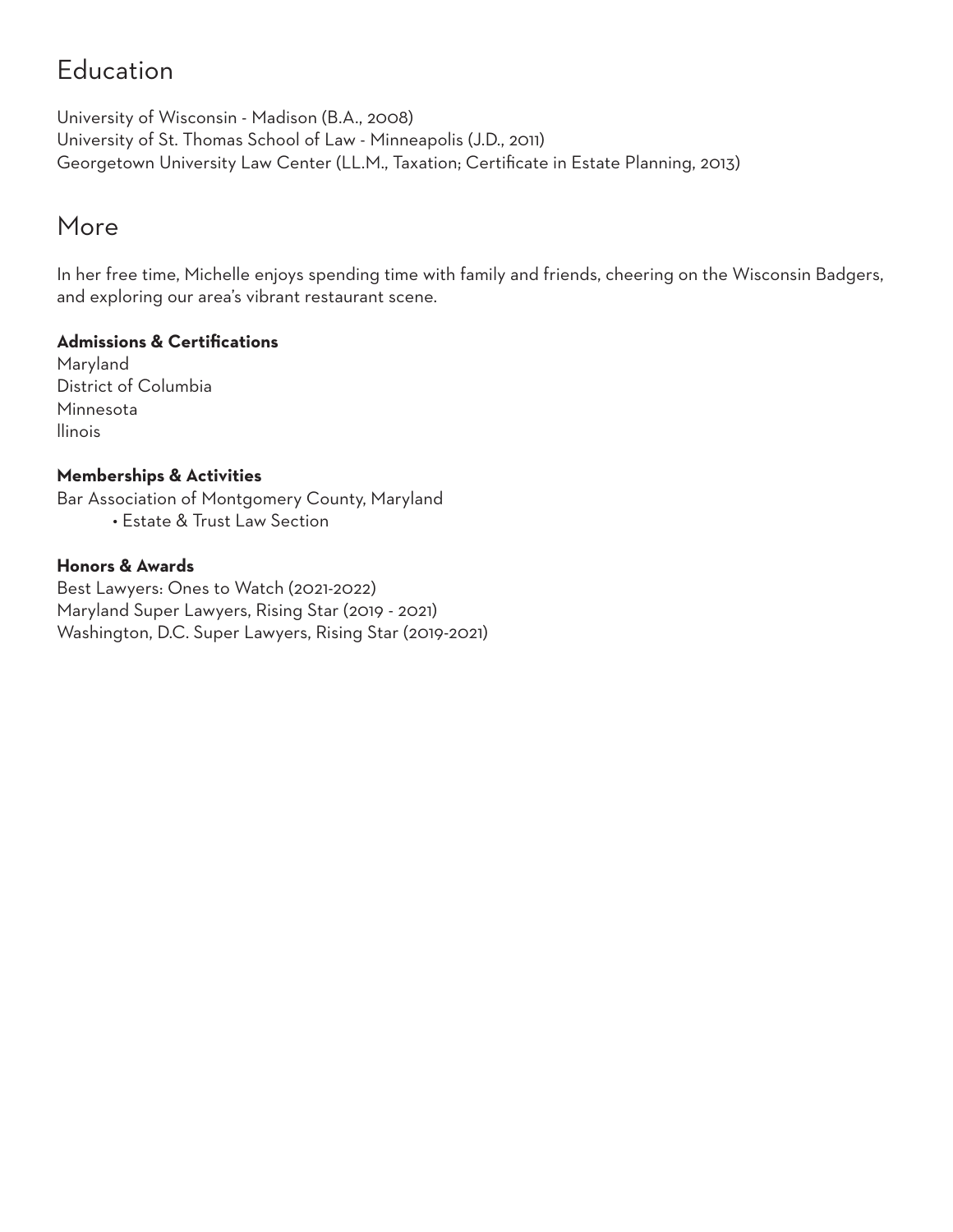## Education

University of Wisconsin - Madison (B.A., 2008)
University of St. Thomas School of Law - Minneapolis (J.D., 2011)
Georgetown University Law Center (LL.M., Taxation; Certificate in Estate Planning, 2013)

## More

In her free time, Michelle enjoys spending time with family and friends, cheering on the Wisconsin Badgers, and exploring our area's vibrant restaurant scene.

**Admissions & Certifications**

Maryland
District of Columbia
Minnesota
llinois

**Memberships & Activities**

Bar Association of Montgomery County, Maryland

- Estate & Trust Law Section

**Honors & Awards**

Best Lawyers: Ones to Watch (2021-2022)
Maryland Super Lawyers, Rising Star (2019 - 2021)
Washington, D.C. Super Lawyers, Rising Star (2019-2021)